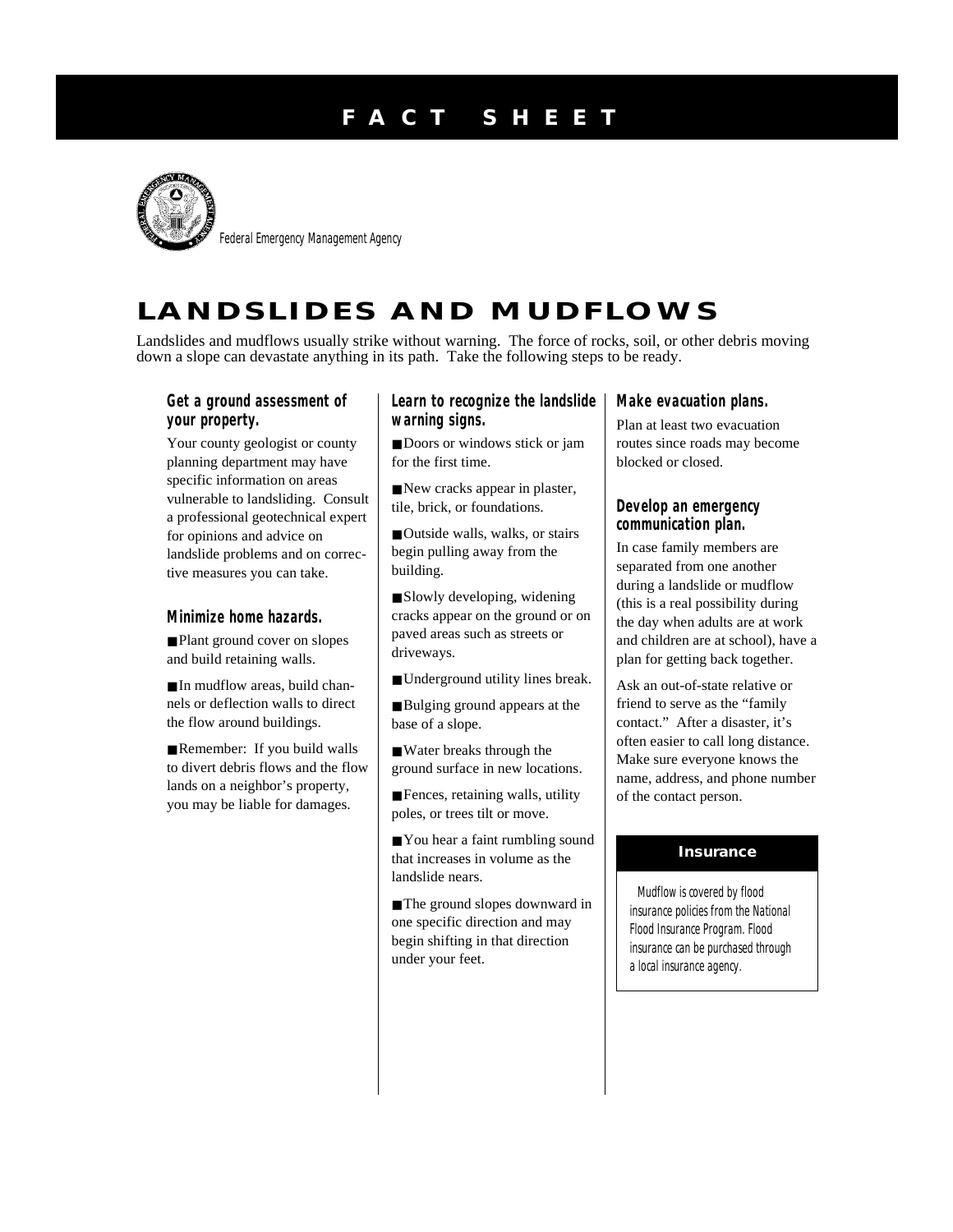# FACT SHEET

Federal Emergency Management Agency

## LANDSLIDES AND MUDFLOWS

Landslides and mudflows usually strike without warning. The force of rocks, soil, or other debris moving down a slope can devastate anything in its path. Take the following steps to be ready.

### Get a ground assessment of your property.

Your county geologist or county planning department may have specific information on areas vulnerable to landsliding. Consult a professional geotechnical expert for opinions and advice on landslide problems and on corrective measures you can take.

### Minimize home hazards.

- Plant ground cover on slopes and build retaining walls.
- In mudflow areas, build channels or deflection walls to direct the flow around buildings.
- Remember: If you build walls to divert debris flows and the flow lands on a neighbor's property, you may be liable for damages.

### Learn to recognize the landslide warning signs.

- Doors or windows stick or jam for the first time.
- New cracks appear in plaster, tile, brick, or foundations.
- Outside walls, walks, or stairs begin pulling away from the building.
- Slowly developing, widening cracks appear on the ground or on paved areas such as streets or driveways.
- Underground utility lines break.
- Bulging ground appears at the base of a slope.
- Water breaks through the ground surface in new locations.
- Fences, retaining walls, utility poles, or trees tilt or move.
- You hear a faint rumbling sound that increases in volume as the landslide nears.
- The ground slopes downward in one specific direction and may begin shifting in that direction under your feet.

### Make evacuation plans.

Plan at least two evacuation routes since roads may become blocked or closed.

### Develop an emergency communication plan.

In case family members are separated from one another during a landslide or mudflow (this is a real possibility during the day when adults are at work and children are at school), have a plan for getting back together.

Ask an out-of-state relative or friend to serve as the "family contact." After a disaster, it's often easier to call long distance. Make sure everyone knows the name, address, and phone number of the contact person.

**Insurance**

*Mudflow is covered by flood insurance policies from the National Flood Insurance Program. Flood insurance can be purchased through a local insurance agency.*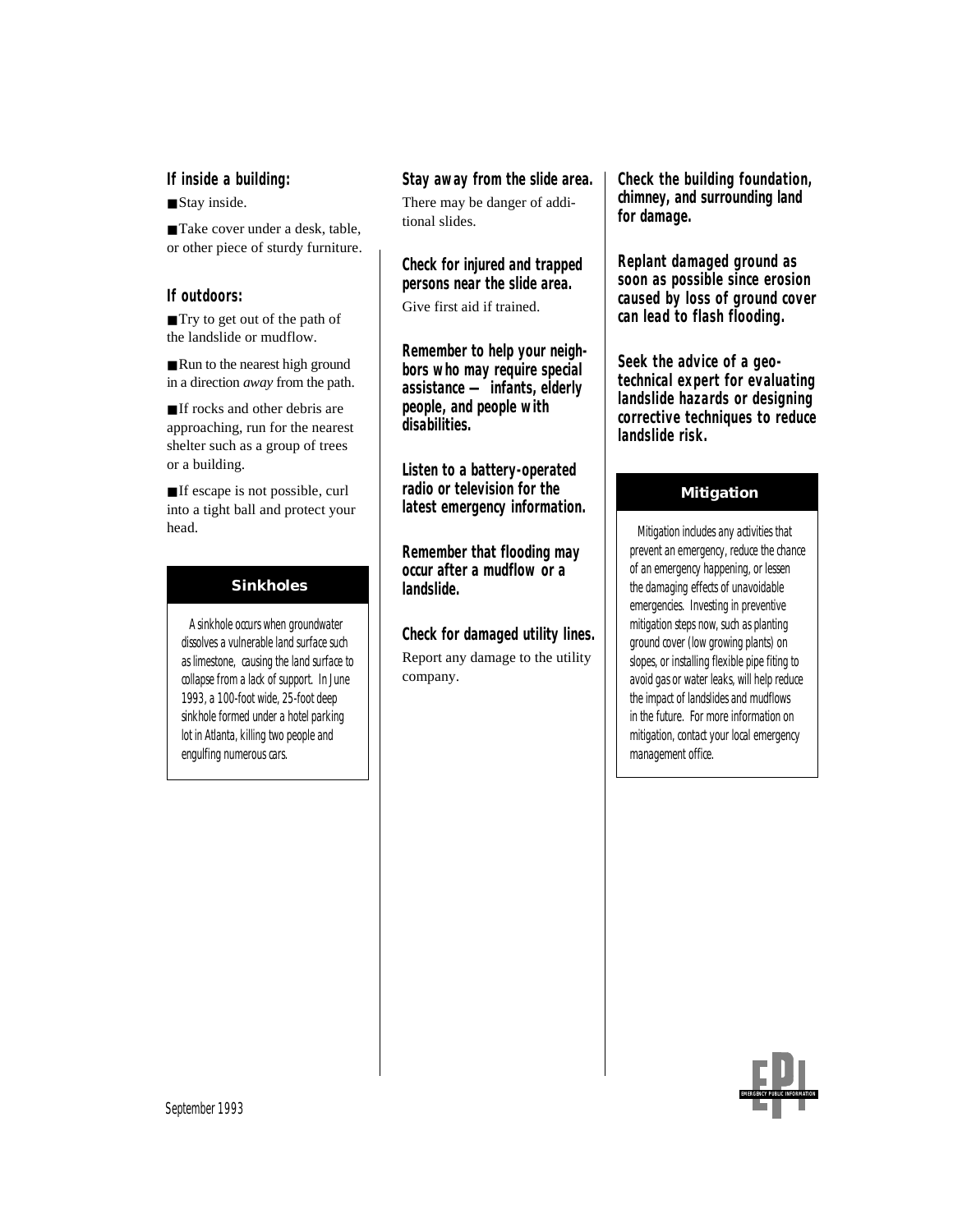**If inside a building:**

- Stay inside.
- Take cover under a desk, table, or other piece of sturdy furniture.

**If outdoors:**

- Try to get out of the path of the landslide or mudflow.
- Run to the nearest high ground in a direction *away* from the path.
- If rocks and other debris are approaching, run for the nearest shelter such as a group of trees or a building.
- If escape is not possible, curl into a tight ball and protect your head.

### Sinkholes

A sinkhole occurs when groundwater dissolves a vulnerable land surface such as limestone, causing the land surface to collapse from a lack of support. In June 1993, a 100-foot wide, 25-foot deep sinkhole formed under a hotel parking lot in Atlanta, killing two people and engulfing numerous cars.

**Stay away from the slide area.**

There may be danger of additional slides.

**Check for injured and trapped persons near the slide area.**

Give first aid if trained.

**Remember to help your neighbors who may require special assistance — infants, elderly people, and people with disabilities.**

**Listen to a battery-operated radio or television for the latest emergency information.**

**Remember that flooding may occur after a mudflow or a landslide.**

**Check for damaged utility lines.**

Report any damage to the utility company.

**Check the building foundation, chimney, and surrounding land for damage.**

**Replant damaged ground as soon as possible since erosion caused by loss of ground cover can lead to flash flooding.**

**Seek the advice of a geotechnical expert for evaluating landslide hazards or designing corrective techniques to reduce landslide risk.**

### Mitigation

Mitigation includes any activities that prevent an emergency, reduce the chance of an emergency happening, or lessen the damaging effects of unavoidable emergencies. Investing in preventive mitigation steps now, such as planting ground cover (low growing plants) on slopes, or installing flexible pipe fiting to avoid gas or water leaks, will help reduce the impact of landslides and mudflows in the future. For more information on mitigation, contact your local emergency management office.

September 1993

EPI
EMERGENCY PUBLIC INFORMATION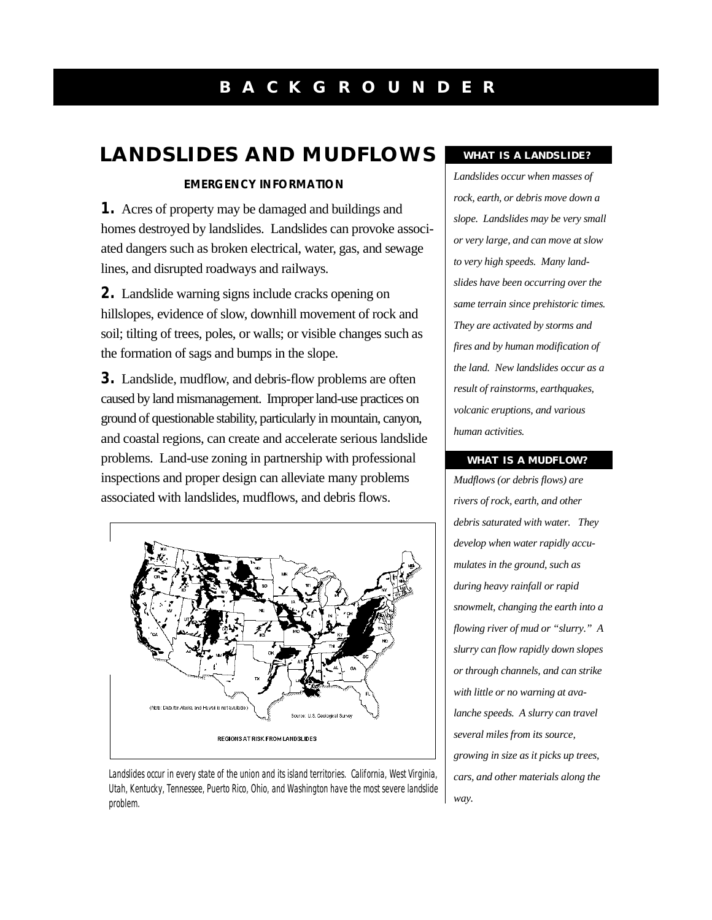BACKGROUNDER

# LANDSLIDES AND MUDFLOWS

**EMERGENCY INFORMATION**

**1.** Acres of property may be damaged and buildings and homes destroyed by landslides. Landslides can provoke associated dangers such as broken electrical, water, gas, and sewage lines, and disrupted roadways and railways.

**2.** Landslide warning signs include cracks opening on hillslopes, evidence of slow, downhill movement of rock and soil; tilting of trees, poles, or walls; or visible changes such as the formation of sags and bumps in the slope.

**3.** Landslide, mudflow, and debris-flow problems are often caused by land mismanagement. Improper land-use practices on ground of questionable stability, particularly in mountain, canyon, and coastal regions, can create and accelerate serious landslide problems. Land-use zoning in partnership with professional inspections and proper design can alleviate many problems associated with landslides, mudflows, and debris flows.

(Note: Data for Alaska and Hawaii is not available.)

Source: U.S. Geological Survey

REGIONS AT RISK FROM LANDSLIDES

*Landslides occur in every state of the union and its island territories. California, West Virginia, Utah, Kentucky, Tennessee, Puerto Rico, Ohio, and Washington have the most severe landslide problem.*

## WHAT IS A LANDSLIDE?

*Landslides occur when masses of rock, earth, or debris move down a slope. Landslides may be very small or very large, and can move at slow to very high speeds. Many landslides have been occurring over the same terrain since prehistoric times. They are activated by storms and fires and by human modification of the land. New landslides occur as a result of rainstorms, earthquakes, volcanic eruptions, and various human activities.*

## WHAT IS A MUDFLOW?

*Mudflows (or debris flows) are rivers of rock, earth, and other debris saturated with water. They develop when water rapidly accumulates in the ground, such as during heavy rainfall or rapid snowmelt, changing the earth into a flowing river of mud or "slurry." A slurry can flow rapidly down slopes or through channels, and can strike with little or no warning at avalanche speeds. A slurry can travel several miles from its source, growing in size as it picks up trees, cars, and other materials along the way.*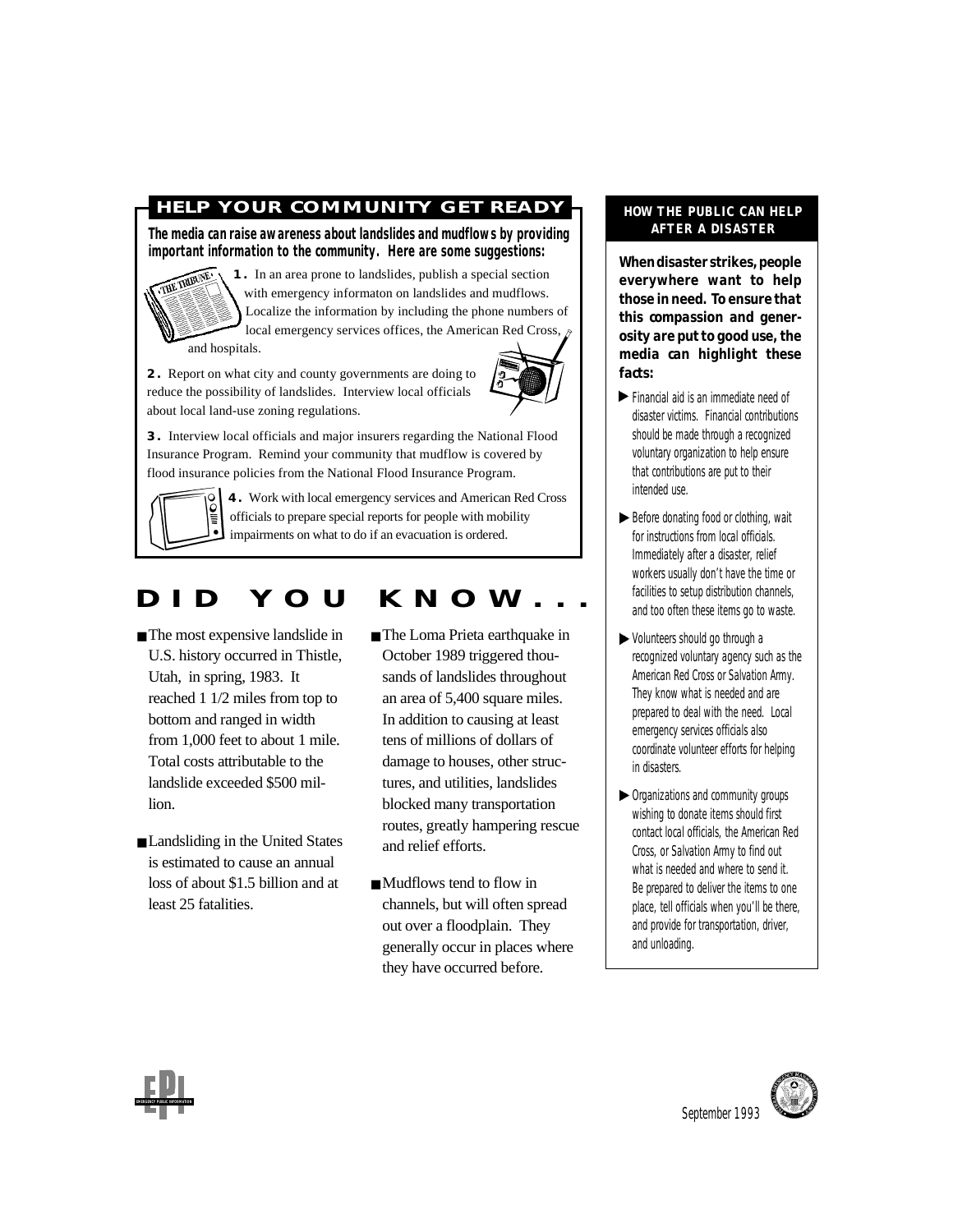## HELP YOUR COMMUNITY GET READY

***The media can raise awareness about landslides and mudflows by providing important information to the community. Here are some suggestions:***

**1.** In an area prone to landslides, publish a special section with emergency informaton on landslides and mudflows. Localize the information by including the phone numbers of local emergency services offices, the American Red Cross, and hospitals.

**2.** Report on what city and county governments are doing to reduce the possibility of landslides. Interview local officials about local land-use zoning regulations.

**3.** Interview local officials and major insurers regarding the National Flood Insurance Program. Remind your community that mudflow is covered by flood insurance policies from the National Flood Insurance Program.

**4.** Work with local emergency services and American Red Cross officials to prepare special reports for people with mobility impairments on what to do if an evacuation is ordered.

# DID YOU KNOW...

- The most expensive landslide in U.S. history occurred in Thistle, Utah, in spring, 1983. It reached 1 1/2 miles from top to bottom and ranged in width from 1,000 feet to about 1 mile. Total costs attributable to the landslide exceeded $500 million.
- Landsliding in the United States is estimated to cause an annual loss of about $1.5 billion and at least 25 fatalities.
- The Loma Prieta earthquake in October 1989 triggered thousands of landslides throughout an area of 5,400 square miles. In addition to causing at least tens of millions of dollars of damage to houses, other structures, and utilities, landslides blocked many transportation routes, greatly hampering rescue and relief efforts.
- Mudflows tend to flow in channels, but will often spread out over a floodplain. They generally occur in places where they have occurred before.

## HOW THE PUBLIC CAN HELP AFTER A DISASTER

**When disaster strikes, people everywhere want to help those in need. To ensure that this compassion and generosity are put to good use, the media can highlight these facts:**

- Financial aid is an immediate need of disaster victims. Financial contributions should be made through a recognized voluntary organization to help ensure that contributions are put to their intended use.
- Before donating food or clothing, wait for instructions from local officials. Immediately after a disaster, relief workers usually don't have the time or facilities to setup distribution channels, and too often these items go to waste.
- Volunteers should go through a recognized voluntary agency such as the American Red Cross or Salvation Army. They know what is needed and are prepared to deal with the need. Local emergency services officials also coordinate volunteer efforts for helping in disasters.
- Organizations and community groups wishing to donate items should first contact local officials, the American Red Cross, or Salvation Army to find out what is needed and where to send it. Be prepared to deliver the items to one place, tell officials when you'll be there, and provide for transportation, driver, and unloading.

EPI EMERGENCY PUBLIC INFORMATION

September 1993